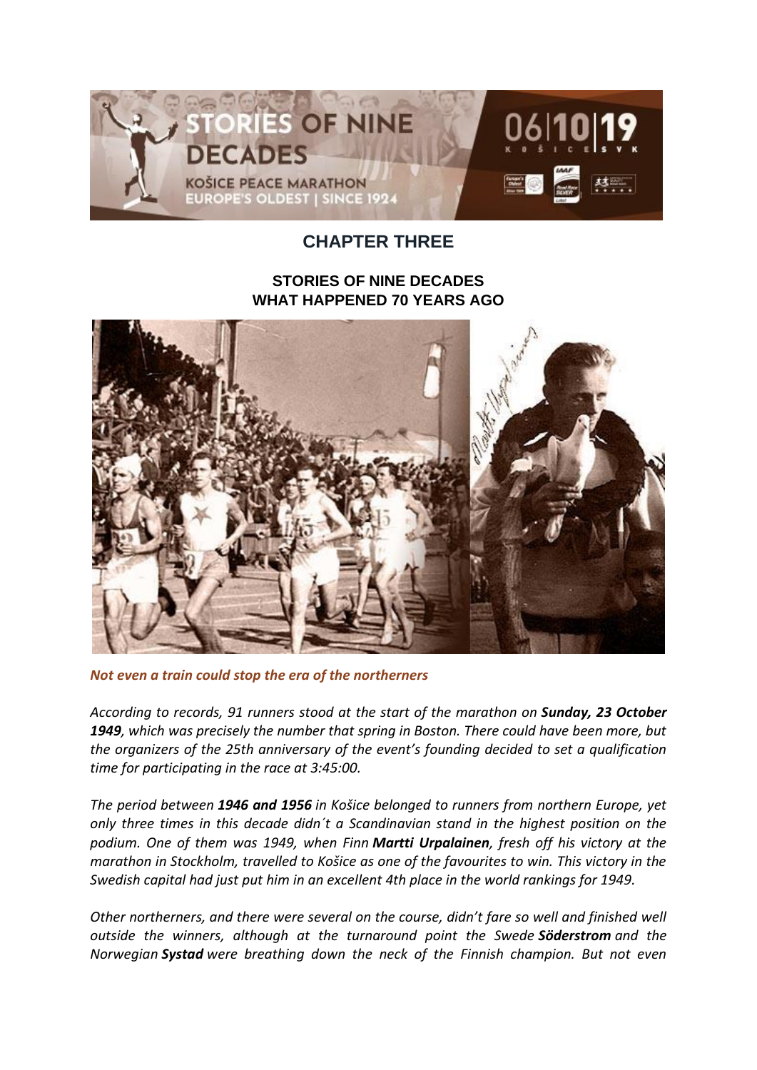## CHAPTER THREE

### STORIES OF NINE DECADES
### WHAT HAPPENED 70 YEARS AGO

***Not even a train could stop the era of the northerners***

*According to records, 91 runners stood at the start of the marathon on **Sunday, 23 October 1949**, which was precisely the number that spring in Boston. There could have been more, but the organizers of the 25th anniversary of the event's founding decided to set a qualification time for participating in the race at 3:45:00.*

*The period between **1946 and 1956** in Košice belonged to runners from northern Europe, yet only three times in this decade didn´t a Scandinavian stand in the highest position on the podium. One of them was 1949, when Finn **Martti Urpalainen**, fresh off his victory at the marathon in Stockholm, travelled to Košice as one of the favourites to win. This victory in the Swedish capital had just put him in an excellent 4th place in the world rankings for 1949.*

*Other northerners, and there were several on the course, didn't fare so well and finished well outside the winners, although at the turnaround point the Swede **Söderstrom** and the Norwegian **Systad** were breathing down the neck of the Finnish champion. But not even*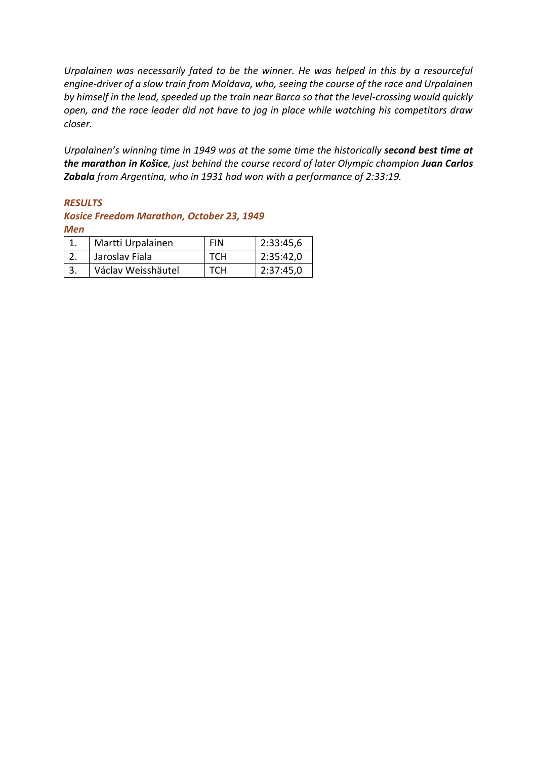*Urpalainen was necessarily fated to be the winner. He was helped in this by a resourceful engine-driver of a slow train from Moldava, who, seeing the course of the race and Urpalainen by himself in the lead, speeded up the train near Barca so that the level-crossing would quickly open, and the race leader did not have to jog in place while watching his competitors draw closer.*

*Urpalainen's winning time in 1949 was at the same time the historically **second best time at the marathon in Košice**, just behind the course record of later Olympic champion **Juan Carlos Zabala** from Argentina, who in 1931 had won with a performance of 2:33:19.*

***RESULTS***

***Kosice Freedom Marathon, October 23, 1949***

***Men***

| | | | |
|---|---|---|---|
| 1. | Martti Urpalainen | FIN | 2:33:45,6 |
| 2. | Jaroslav Fiala | TCH | 2:35:42,0 |
| 3. | Václav Weisshäutel | TCH | 2:37:45,0 |